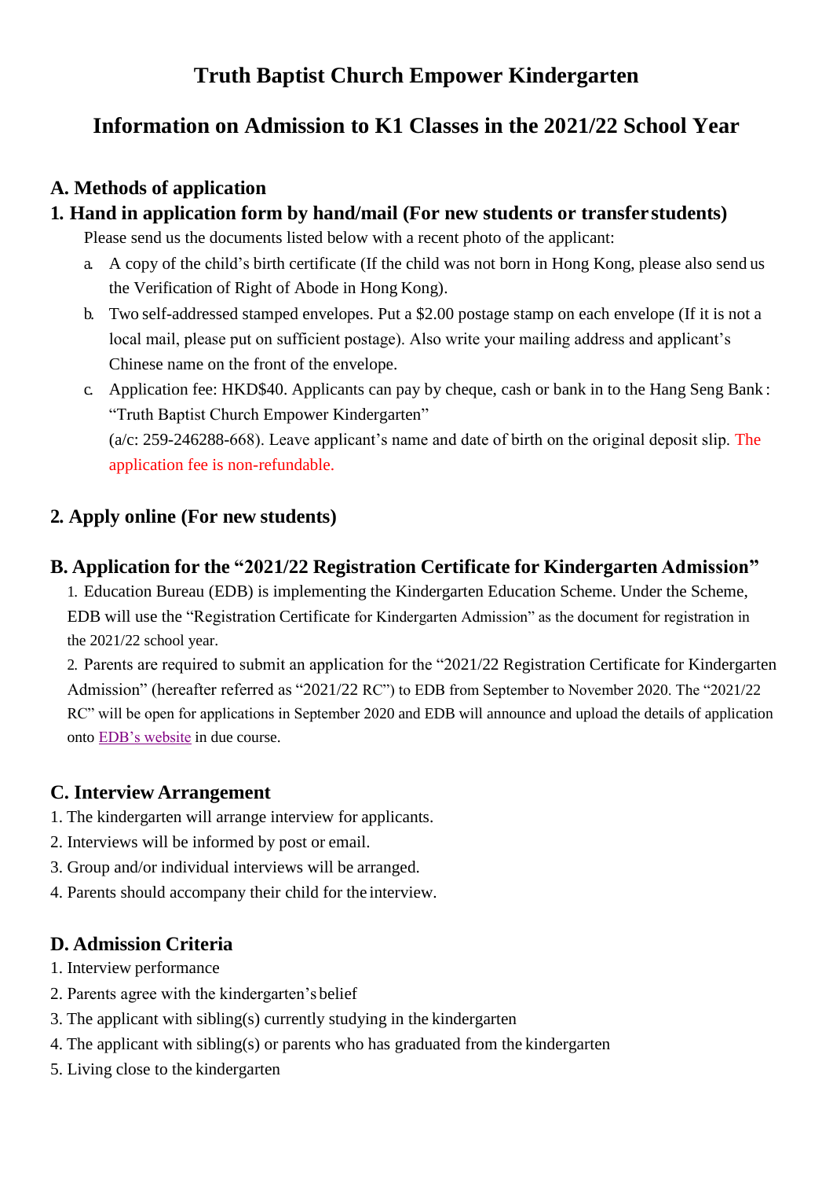# Truth Baptist Church Empower Kindergarten

## Information on Admission to K1 Classes in the 2021/22 School Year

### A. Methods of application

#### 1. Hand in application form by hand/mail (For new students or transfer students)

Please send us the documents listed below with a recent photo of the applicant:

a. A copy of the child's birth certificate (If the child was not born in Hong Kong, please also send us the Verification of Right of Abode in Hong Kong).

b. Two self-addressed stamped envelopes. Put a $2.00 postage stamp on each envelope (If it is not a local mail, please put on sufficient postage). Also write your mailing address and applicant's Chinese name on the front of the envelope.

c. Application fee: HKD$40. Applicants can pay by cheque, cash or bank in to the Hang Seng Bank : "Truth Baptist Church Empower Kindergarten" (a/c: 259-246288-668). Leave applicant's name and date of birth on the original deposit slip. The application fee is non-refundable.

#### 2. Apply online (For new students)

### B. Application for the "2021/22 Registration Certificate for Kindergarten Admission"

1. Education Bureau (EDB) is implementing the Kindergarten Education Scheme. Under the Scheme, EDB will use the "Registration Certificate for Kindergarten Admission" as the document for registration in the 2021/22 school year.
2. Parents are required to submit an application for the "2021/22 Registration Certificate for Kindergarten Admission" (hereafter referred as "2021/22 RC") to EDB from September to November 2020. The "2021/22 RC" will be open for applications in September 2020 and EDB will announce and upload the details of application onto EDB's website in due course.

### C. Interview Arrangement

1. The kindergarten will arrange interview for applicants.
2. Interviews will be informed by post or email.
3. Group and/or individual interviews will be arranged.
4. Parents should accompany their child for the interview.

### D. Admission Criteria

1. Interview performance
2. Parents agree with the kindergarten's belief
3. The applicant with sibling(s) currently studying in the kindergarten
4. The applicant with sibling(s) or parents who has graduated from the kindergarten
5. Living close to the kindergarten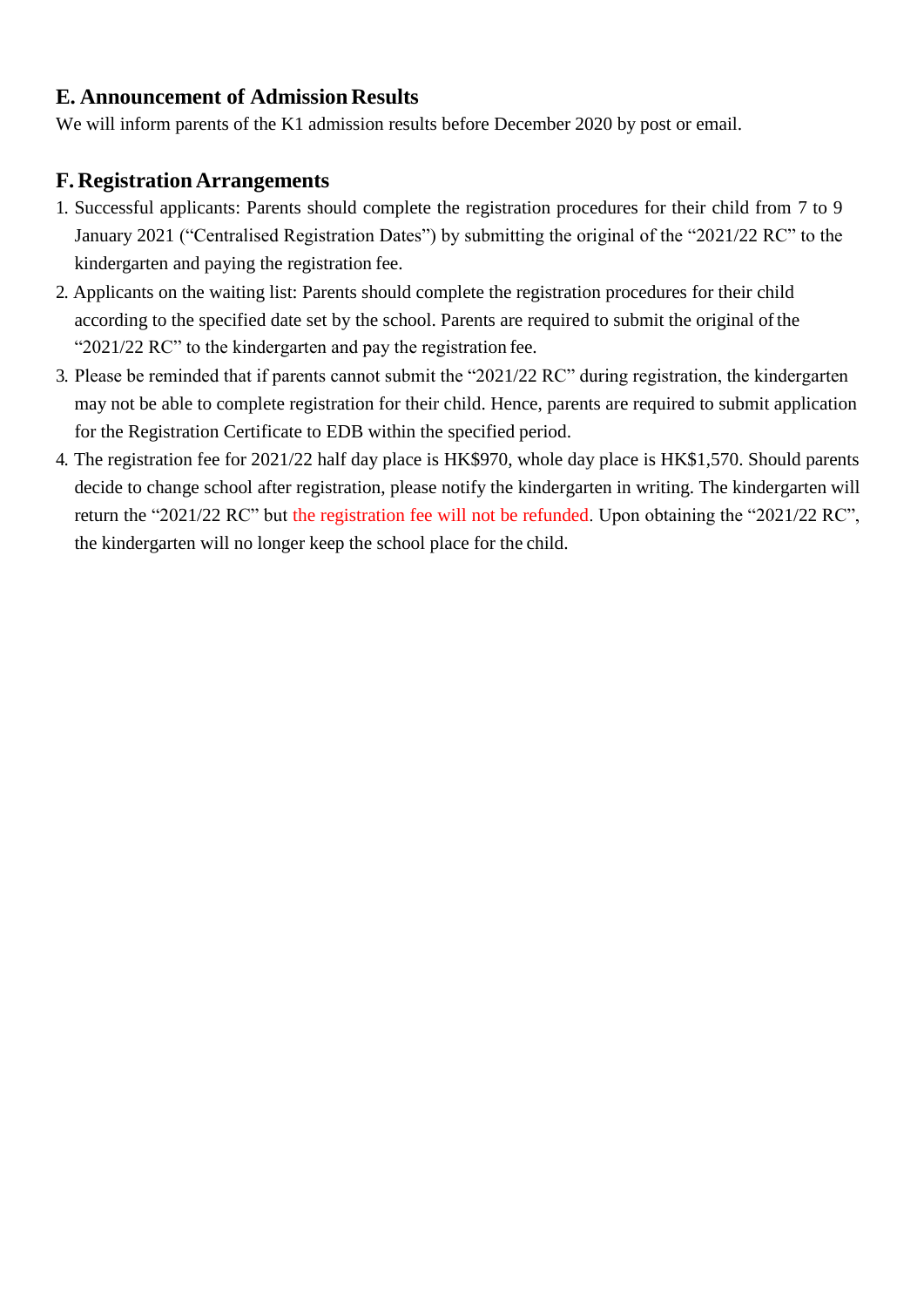## E. Announcement of Admission Results

We will inform parents of the K1 admission results before December 2020 by post or email.

## F. Registration Arrangements

1. Successful applicants: Parents should complete the registration procedures for their child from 7 to 9 January 2021 ("Centralised Registration Dates") by submitting the original of the "2021/22 RC" to the kindergarten and paying the registration fee.
2. Applicants on the waiting list: Parents should complete the registration procedures for their child according to the specified date set by the school. Parents are required to submit the original of the "2021/22 RC" to the kindergarten and pay the registration fee.
3. Please be reminded that if parents cannot submit the "2021/22 RC" during registration, the kindergarten may not be able to complete registration for their child. Hence, parents are required to submit application for the Registration Certificate to EDB within the specified period.
4. The registration fee for 2021/22 half day place is HK$970, whole day place is HK$1,570. Should parents decide to change school after registration, please notify the kindergarten in writing. The kindergarten will return the "2021/22 RC" but the registration fee will not be refunded. Upon obtaining the "2021/22 RC", the kindergarten will no longer keep the school place for the child.